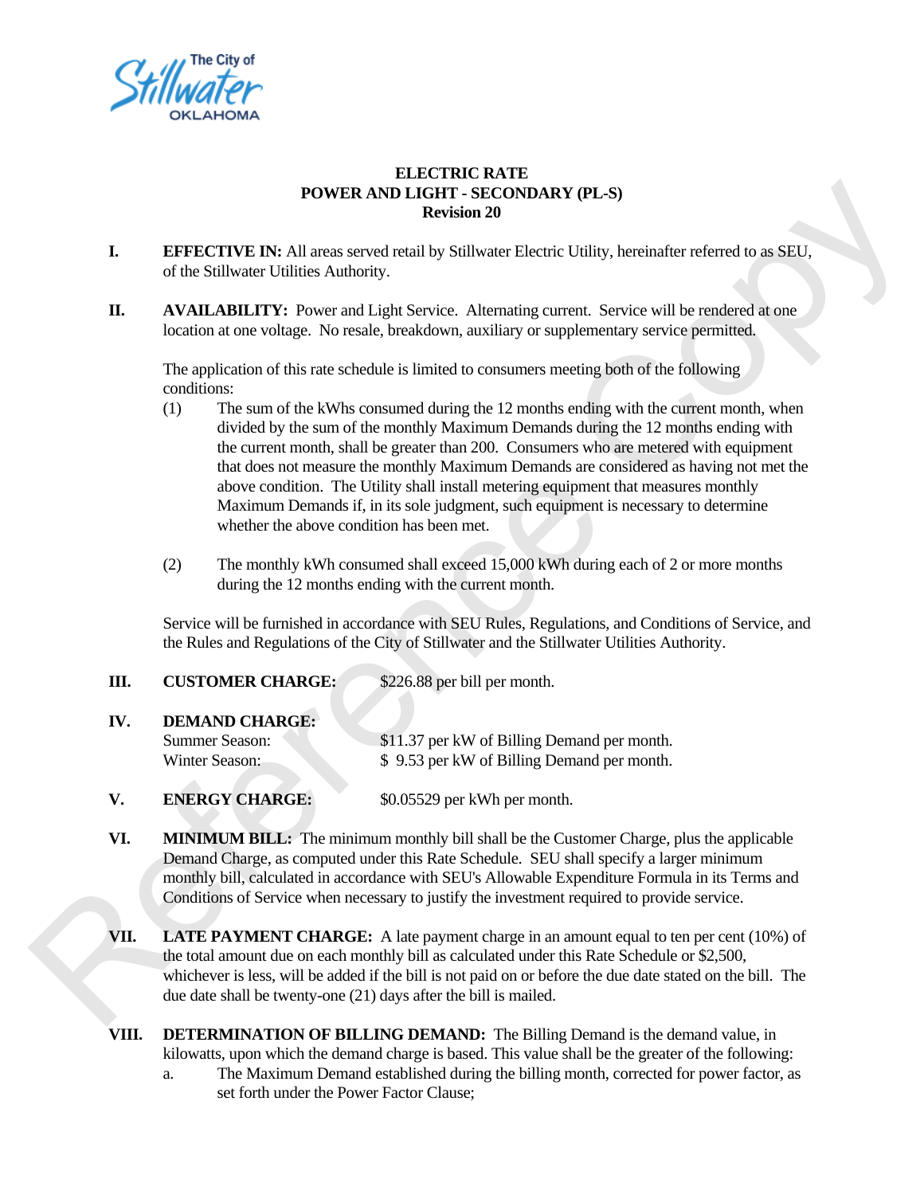The City of Stillwater OKLAHOMA

# ELECTRIC RATE
## POWER AND LIGHT - SECONDARY (PL-S)
### Revision 20

**I. EFFECTIVE IN:** All areas served retail by Stillwater Electric Utility, hereinafter referred to as SEU, of the Stillwater Utilities Authority.

**II. AVAILABILITY:** Power and Light Service. Alternating current. Service will be rendered at one location at one voltage. No resale, breakdown, auxiliary or supplementary service permitted.

The application of this rate schedule is limited to consumers meeting both of the following conditions:

(1) The sum of the kWhs consumed during the 12 months ending with the current month, when divided by the sum of the monthly Maximum Demands during the 12 months ending with the current month, shall be greater than 200. Consumers who are metered with equipment that does not measure the monthly Maximum Demands are considered as having not met the above condition. The Utility shall install metering equipment that measures monthly Maximum Demands if, in its sole judgment, such equipment is necessary to determine whether the above condition has been met.

(2) The monthly kWh consumed shall exceed 15,000 kWh during each of 2 or more months during the 12 months ending with the current month.

Service will be furnished in accordance with SEU Rules, Regulations, and Conditions of Service, and the Rules and Regulations of the City of Stillwater and the Stillwater Utilities Authority.

**III. CUSTOMER CHARGE:** $226.88 per bill per month.

**IV. DEMAND CHARGE:**

Summer Season: $11.37 per kW of Billing Demand per month.
Winter Season: $ 9.53 per kW of Billing Demand per month.

**V. ENERGY CHARGE:** $0.05529 per kWh per month.

**VI. MINIMUM BILL:** The minimum monthly bill shall be the Customer Charge, plus the applicable Demand Charge, as computed under this Rate Schedule. SEU shall specify a larger minimum monthly bill, calculated in accordance with SEU's Allowable Expenditure Formula in its Terms and Conditions of Service when necessary to justify the investment required to provide service.

**VII. LATE PAYMENT CHARGE:** A late payment charge in an amount equal to ten per cent (10%) of the total amount due on each monthly bill as calculated under this Rate Schedule or $2,500, whichever is less, will be added if the bill is not paid on or before the due date stated on the bill. The due date shall be twenty-one (21) days after the bill is mailed.

**VIII. DETERMINATION OF BILLING DEMAND:** The Billing Demand is the demand value, in kilowatts, upon which the demand charge is based. This value shall be the greater of the following:

a. The Maximum Demand established during the billing month, corrected for power factor, as set forth under the Power Factor Clause;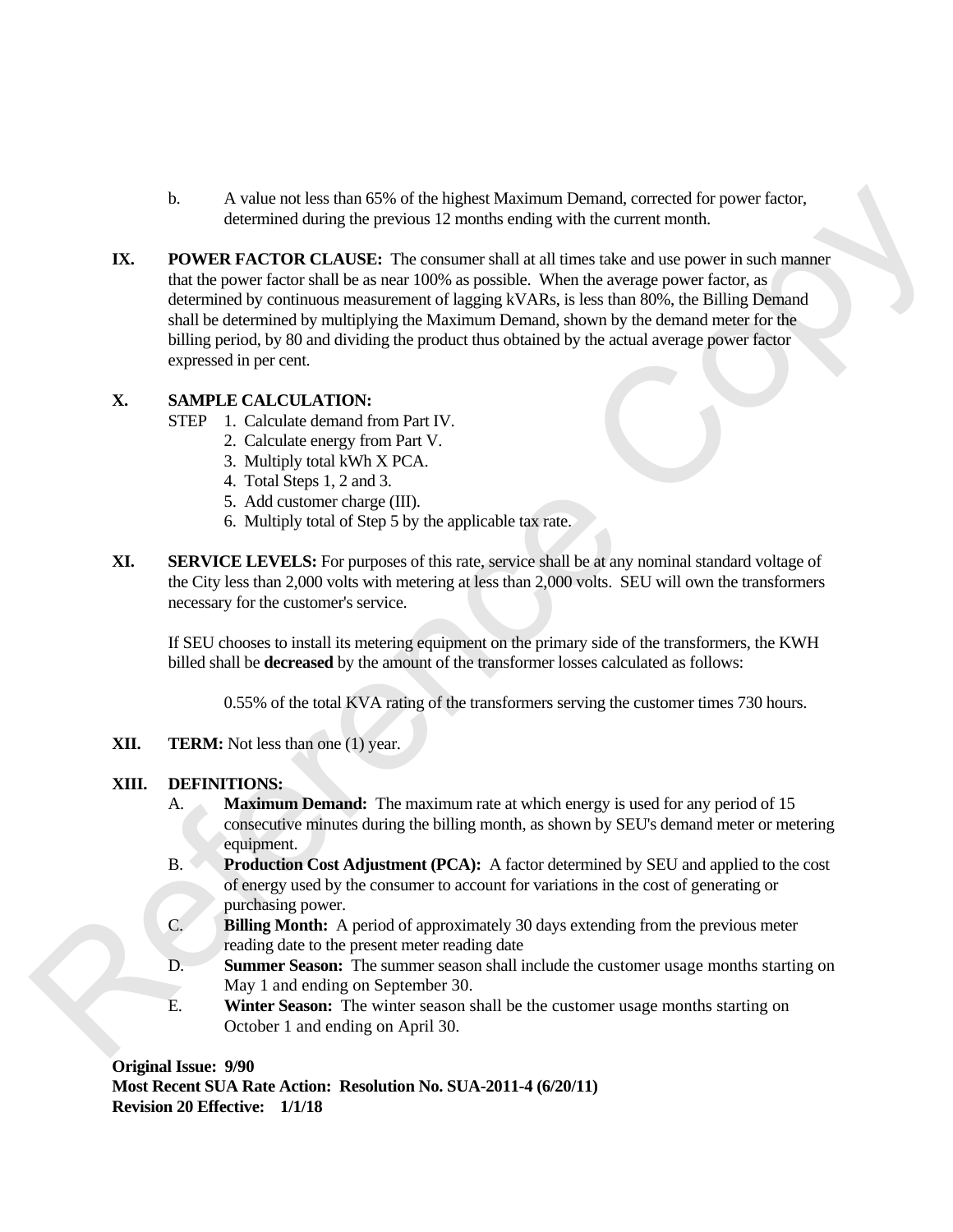b. A value not less than 65% of the highest Maximum Demand, corrected for power factor, determined during the previous 12 months ending with the current month.

**IX. POWER FACTOR CLAUSE:** The consumer shall at all times take and use power in such manner that the power factor shall be as near 100% as possible. When the average power factor, as determined by continuous measurement of lagging kVARs, is less than 80%, the Billing Demand shall be determined by multiplying the Maximum Demand, shown by the demand meter for the billing period, by 80 and dividing the product thus obtained by the actual average power factor expressed in per cent.

**X. SAMPLE CALCULATION:**

STEP
1. Calculate demand from Part IV.
2. Calculate energy from Part V.
3. Multiply total kWh X PCA.
4. Total Steps 1, 2 and 3.
5. Add customer charge (III).
6. Multiply total of Step 5 by the applicable tax rate.

**XI. SERVICE LEVELS:** For purposes of this rate, service shall be at any nominal standard voltage of the City less than 2,000 volts with metering at less than 2,000 volts. SEU will own the transformers necessary for the customer's service.

If SEU chooses to install its metering equipment on the primary side of the transformers, the KWH billed shall be **decreased** by the amount of the transformer losses calculated as follows:

0.55% of the total KVA rating of the transformers serving the customer times 730 hours.

**XII. TERM:** Not less than one (1) year.

**XIII. DEFINITIONS:**

A. **Maximum Demand:** The maximum rate at which energy is used for any period of 15 consecutive minutes during the billing month, as shown by SEU's demand meter or metering equipment.

B. **Production Cost Adjustment (PCA):** A factor determined by SEU and applied to the cost of energy used by the consumer to account for variations in the cost of generating or purchasing power.

C. **Billing Month:** A period of approximately 30 days extending from the previous meter reading date to the present meter reading date

D. **Summer Season:** The summer season shall include the customer usage months starting on May 1 and ending on September 30.

E. **Winter Season:** The winter season shall be the customer usage months starting on October 1 and ending on April 30.

**Original Issue: 9/90**
**Most Recent SUA Rate Action: Resolution No. SUA-2011-4 (6/20/11)**
**Revision 20 Effective: 1/1/18**